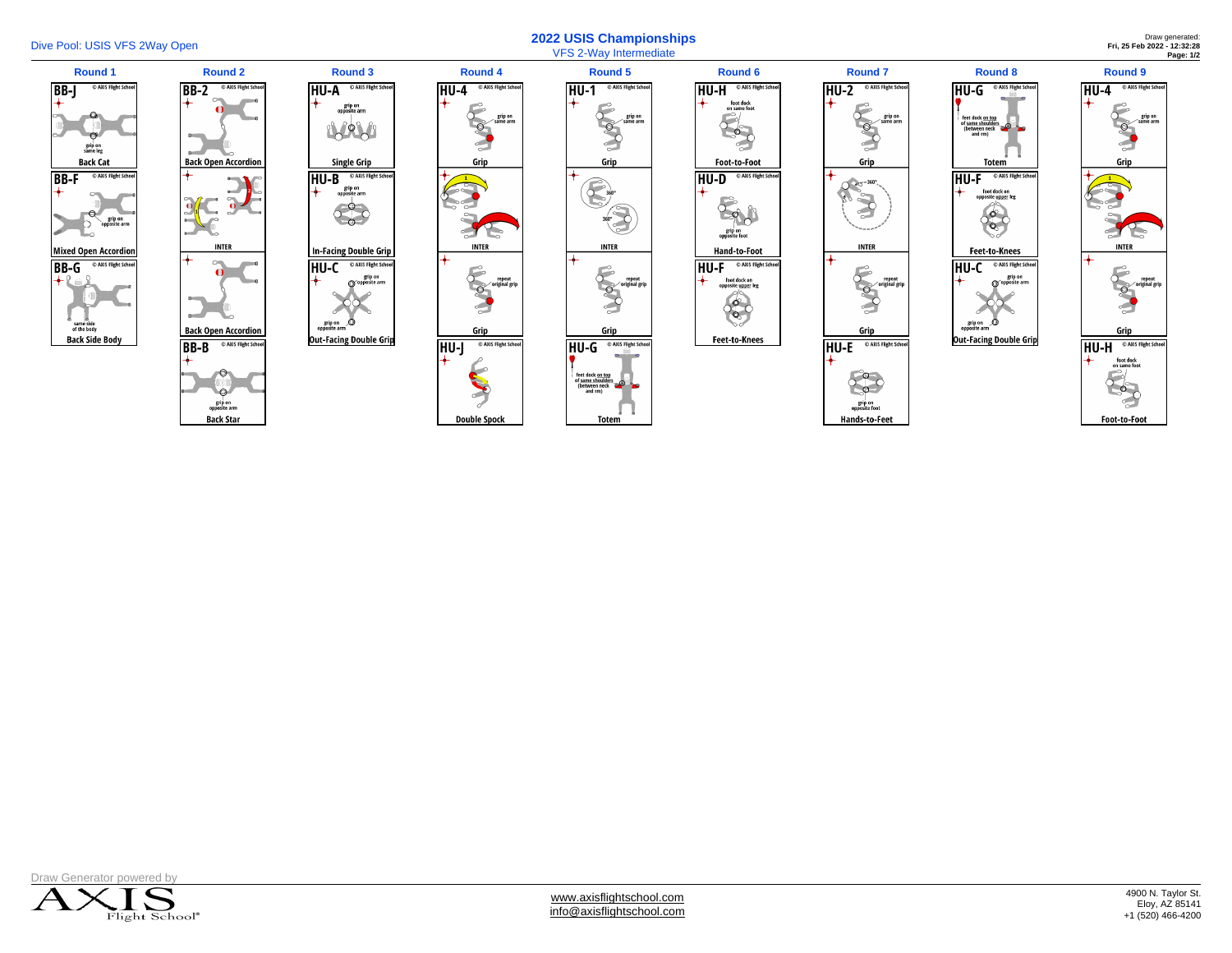Dive Pool: USIS VFS 2Way Open

# 2022 USIS Championships

VFS 2-Way Intermediate

Draw generated:
**Fri, 25 Feb 2022 - 12:32:28**

| Round 1 | Round 2 | Round 3 | Round 4 | Round 5 | Round 6 | Round 7 | Round 8 | Round 9 |
|---|---|---|---|---|---|---|---|---|
| BB-J Back Cat (grip on same leg) | BB-2 Back Open Accordion | HU-A Single Grip (grip on opposite arm) | HU-4 Grip (grip on same arm) | HU-1 Grip (grip on same arm) | HU-H Foot-to-Foot (foot dock on same foot) | HU-2 Grip (grip on same arm) | HU-G Totem (feet dock on top of same shoulders (between neck and rm)) | HU-4 Grip (grip on same arm) |
| BB-F Mixed Open Accordion (grip on opposite arm) | INTER | HU-B In-Facing Double Grip (grip on opposite arm) | INTER | INTER (360°, 360°) | HU-D Hand-to-Foot (grip on opposite foot) | INTER (360°) | HU-F Feet-to-Knees (foot dock on opposite upper leg) | INTER |
| BB-G Back Side Body (same side of the body) | Back Open Accordion | HU-C Out-Facing Double Grip (grip on opposite arm; grip on opposite arm) | Grip (repeat original grip) | Grip (repeat original grip) | HU-F Feet-to-Knees (foot dock on opposite upper leg) | Grip (repeat original grip) | HU-C Out-Facing Double Grip (grip on opposite arm; grip on opposite arm) | Grip (repeat original grip) |
| | BB-B Back Star (grip on opposite arm) | | HU-J Double Spock | HU-G Totem (feet dock on top of same shoulders (between neck and rm)) | | HU-E Hands-to-Feet (grip on opposite foot) | | HU-H Foot-to-Foot (foot dock on same foot) |

© AXIS Flight School

Draw Generator powered by AXIS Flight School®

www.axisflightschool.com
info@axisflightschool.com

4900 N. Taylor St.
Eloy, AZ 85141
+1 (520) 466-4200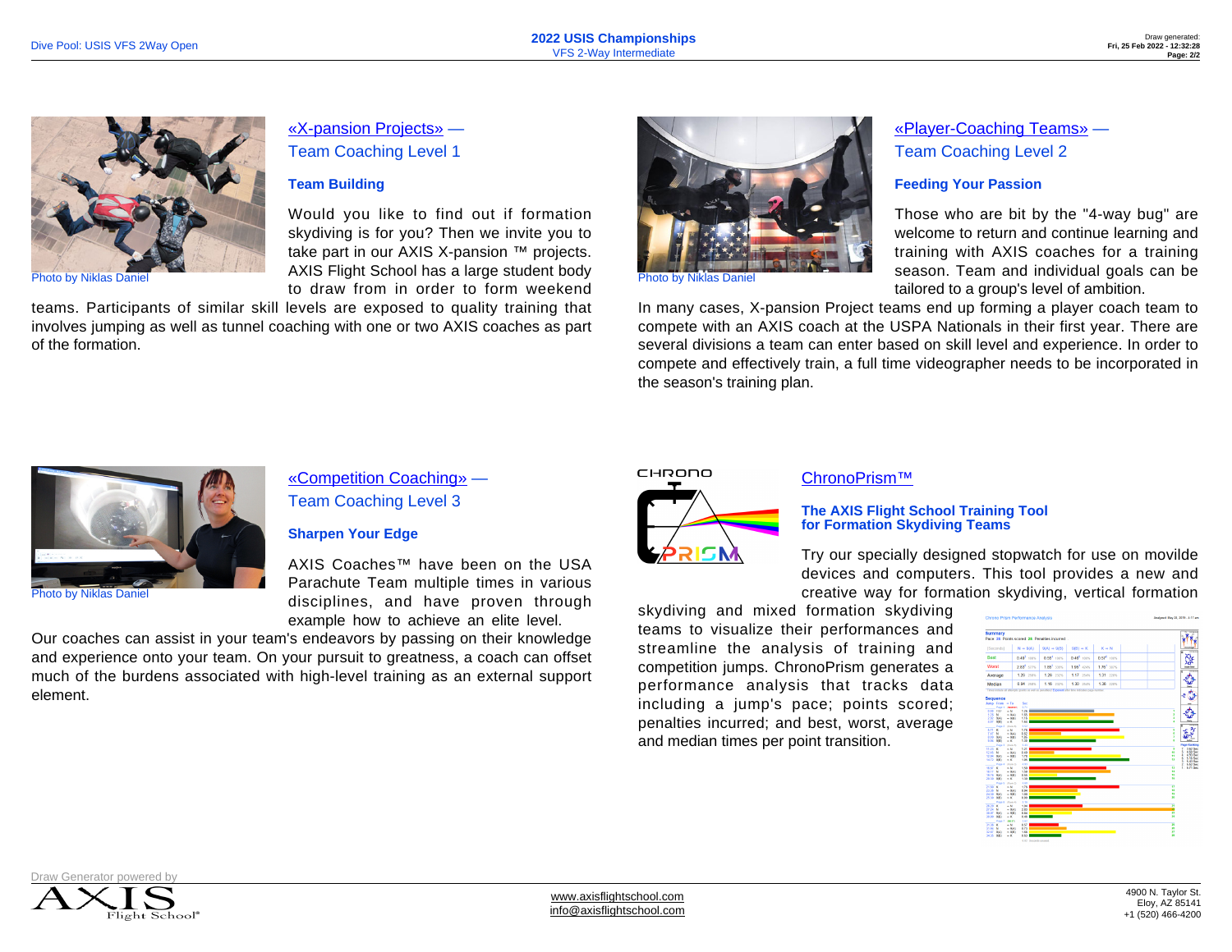## «X-pansion Projects» — Team Coaching Level 1

### Team Building

Photo by Niklas Daniel

Would you like to find out if formation skydiving is for you? Then we invite you to take part in our AXIS X-pansion ™ projects. AXIS Flight School has a large student body to draw from in order to form weekend teams. Participants of similar skill levels are exposed to quality training that involves jumping as well as tunnel coaching with one or two AXIS coaches as part of the formation.

## «Player-Coaching Teams» — Team Coaching Level 2

### Feeding Your Passion

Photo by Niklas Daniel

Those who are bit by the "4-way bug" are welcome to return and continue learning and training with AXIS coaches for a training season. Team and individual goals can be tailored to a group's level of ambition.

In many cases, X-pansion Project teams end up forming a player coach team to compete with an AXIS coach at the USPA Nationals in their first year. There are several divisions a team can enter based on skill level and experience. In order to compete and effectively train, a full time videographer needs to be incorporated in the season's training plan.

## «Competition Coaching» — Team Coaching Level 3

### Sharpen Your Edge

Photo by Niklas Daniel

AXIS Coaches™ have been on the USA Parachute Team multiple times in various disciplines, and have proven through example how to achieve an elite level.

Our coaches can assist in your team's endeavors by passing on their knowledge and experience onto your team. On your pursuit to greatness, a coach can offset much of the burdens associated with high-level training as an external support element.

## ChronoPrism™

### The AXIS Flight School Training Tool for Formation Skydiving Teams

Try our specially designed stopwatch for use on movilde devices and computers. This tool provides a new and creative way for formation skydiving, vertical formation skydiving and mixed formation skydiving teams to visualize their performances and streamline the analysis of training and competition jumps. ChronoPrism generates a performance analysis that tracks data including a jump's pace; points scored; penalties incurred; and best, worst, average and median times per point transition.

Draw Generator powered by

www.axisflightschool.com
info@axisflightschool.com

4900 N. Taylor St.
Eloy, AZ 85141
+1 (520) 466-4200